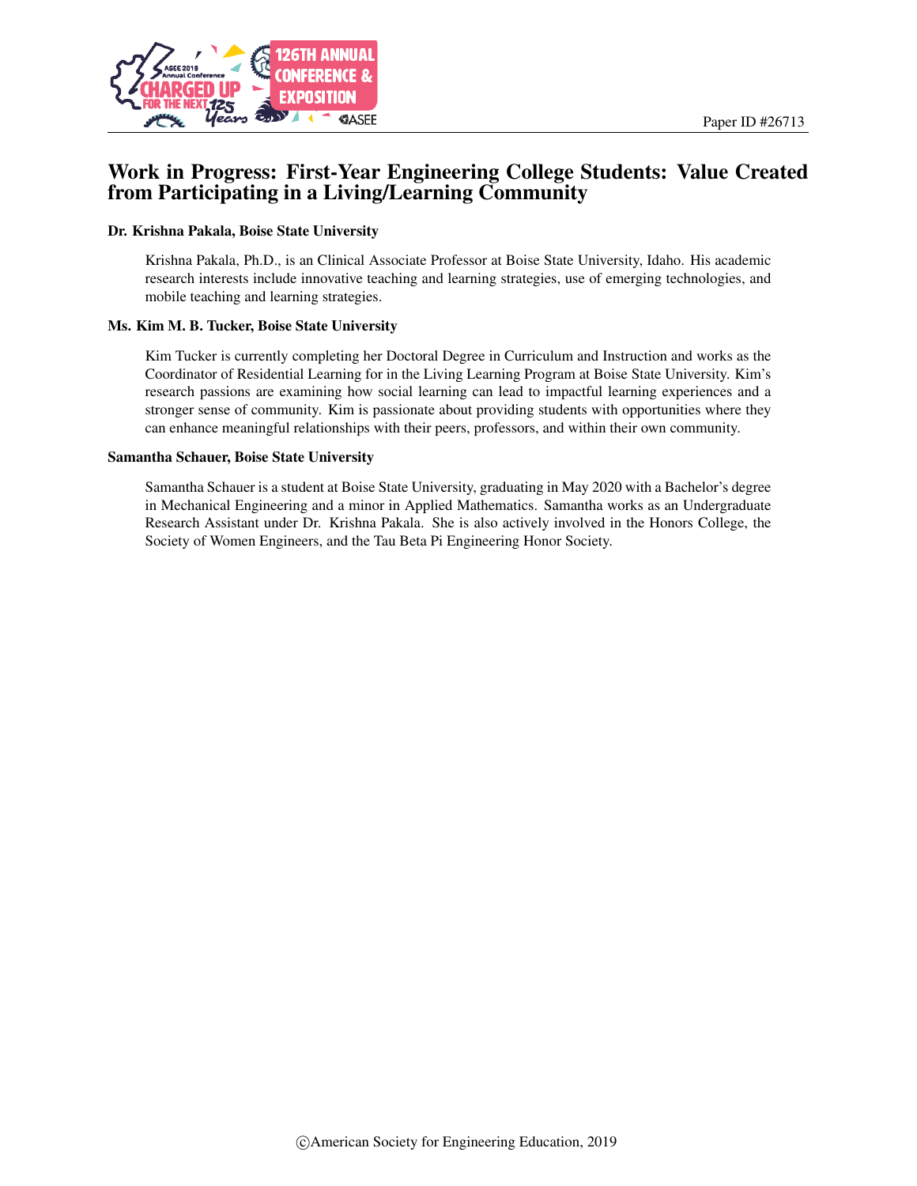Paper ID #26713

# Work in Progress: First-Year Engineering College Students: Value Created from Participating in a Living/Learning Community

**Dr. Krishna Pakala, Boise State University**

Krishna Pakala, Ph.D., is an Clinical Associate Professor at Boise State University, Idaho. His academic research interests include innovative teaching and learning strategies, use of emerging technologies, and mobile teaching and learning strategies.

**Ms. Kim M. B. Tucker, Boise State University**

Kim Tucker is currently completing her Doctoral Degree in Curriculum and Instruction and works as the Coordinator of Residential Learning for in the Living Learning Program at Boise State University. Kim's research passions are examining how social learning can lead to impactful learning experiences and a stronger sense of community. Kim is passionate about providing students with opportunities where they can enhance meaningful relationships with their peers, professors, and within their own community.

**Samantha Schauer, Boise State University**

Samantha Schauer is a student at Boise State University, graduating in May 2020 with a Bachelor's degree in Mechanical Engineering and a minor in Applied Mathematics. Samantha works as an Undergraduate Research Assistant under Dr. Krishna Pakala. She is also actively involved in the Honors College, the Society of Women Engineers, and the Tau Beta Pi Engineering Honor Society.

©American Society for Engineering Education, 2019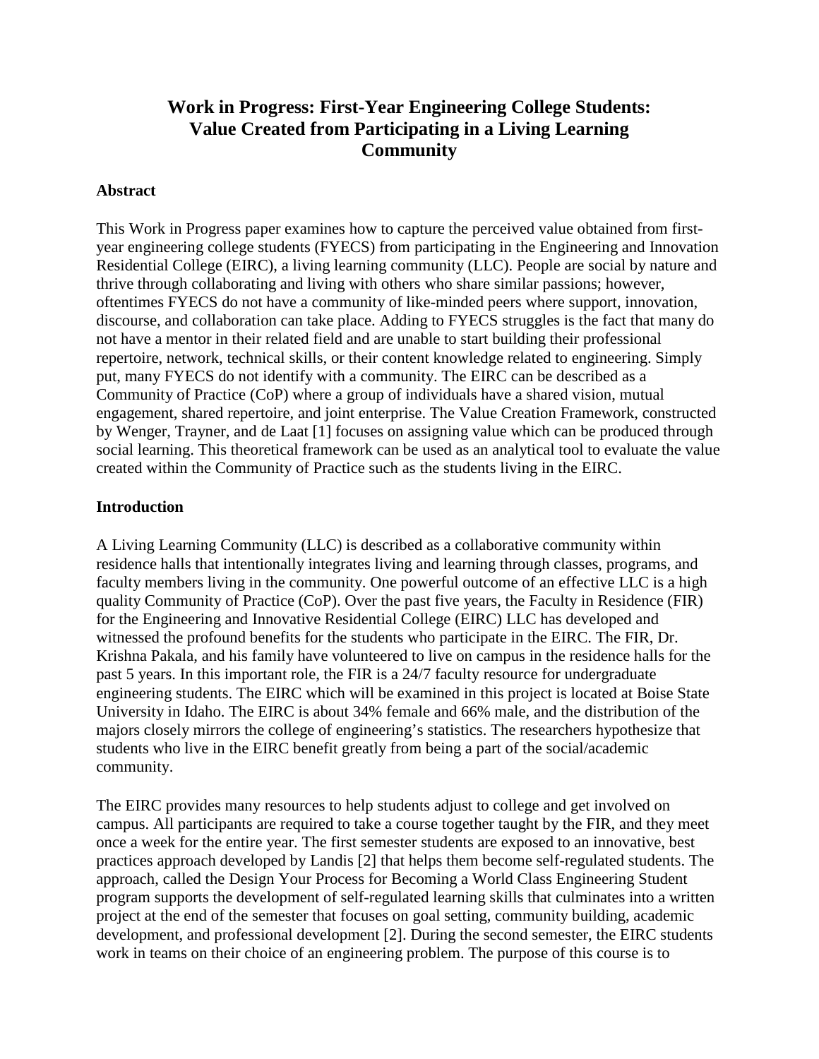# Work in Progress: First-Year Engineering College Students: Value Created from Participating in a Living Learning Community

## Abstract

This Work in Progress paper examines how to capture the perceived value obtained from first-year engineering college students (FYECS) from participating in the Engineering and Innovation Residential College (EIRC), a living learning community (LLC). People are social by nature and thrive through collaborating and living with others who share similar passions; however, oftentimes FYECS do not have a community of like-minded peers where support, innovation, discourse, and collaboration can take place. Adding to FYECS struggles is the fact that many do not have a mentor in their related field and are unable to start building their professional repertoire, network, technical skills, or their content knowledge related to engineering. Simply put, many FYECS do not identify with a community. The EIRC can be described as a Community of Practice (CoP) where a group of individuals have a shared vision, mutual engagement, shared repertoire, and joint enterprise. The Value Creation Framework, constructed by Wenger, Trayner, and de Laat [1] focuses on assigning value which can be produced through social learning. This theoretical framework can be used as an analytical tool to evaluate the value created within the Community of Practice such as the students living in the EIRC.

## Introduction

A Living Learning Community (LLC) is described as a collaborative community within residence halls that intentionally integrates living and learning through classes, programs, and faculty members living in the community. One powerful outcome of an effective LLC is a high quality Community of Practice (CoP). Over the past five years, the Faculty in Residence (FIR) for the Engineering and Innovative Residential College (EIRC) LLC has developed and witnessed the profound benefits for the students who participate in the EIRC. The FIR, Dr. Krishna Pakala, and his family have volunteered to live on campus in the residence halls for the past 5 years. In this important role, the FIR is a 24/7 faculty resource for undergraduate engineering students. The EIRC which will be examined in this project is located at Boise State University in Idaho. The EIRC is about 34% female and 66% male, and the distribution of the majors closely mirrors the college of engineering's statistics. The researchers hypothesize that students who live in the EIRC benefit greatly from being a part of the social/academic community.

The EIRC provides many resources to help students adjust to college and get involved on campus. All participants are required to take a course together taught by the FIR, and they meet once a week for the entire year. The first semester students are exposed to an innovative, best practices approach developed by Landis [2] that helps them become self-regulated students. The approach, called the Design Your Process for Becoming a World Class Engineering Student program supports the development of self-regulated learning skills that culminates into a written project at the end of the semester that focuses on goal setting, community building, academic development, and professional development [2]. During the second semester, the EIRC students work in teams on their choice of an engineering problem. The purpose of this course is to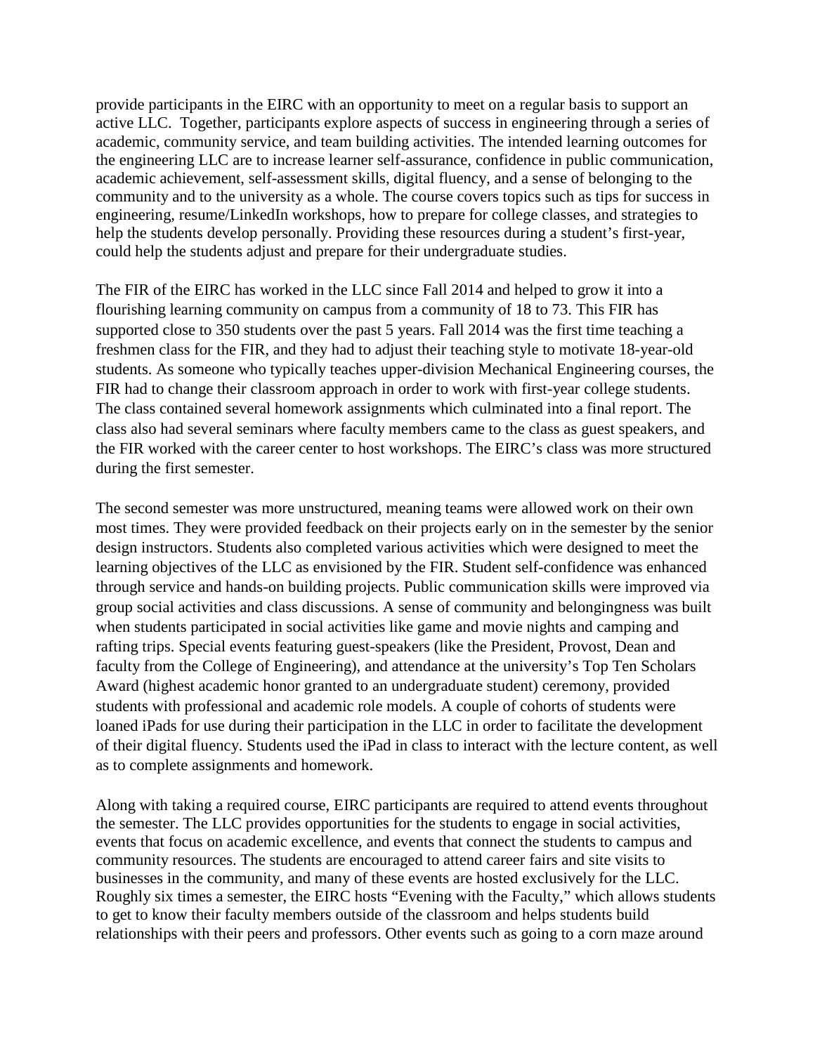provide participants in the EIRC with an opportunity to meet on a regular basis to support an active LLC. Together, participants explore aspects of success in engineering through a series of academic, community service, and team building activities. The intended learning outcomes for the engineering LLC are to increase learner self-assurance, confidence in public communication, academic achievement, self-assessment skills, digital fluency, and a sense of belonging to the community and to the university as a whole. The course covers topics such as tips for success in engineering, resume/LinkedIn workshops, how to prepare for college classes, and strategies to help the students develop personally. Providing these resources during a student's first-year, could help the students adjust and prepare for their undergraduate studies.

The FIR of the EIRC has worked in the LLC since Fall 2014 and helped to grow it into a flourishing learning community on campus from a community of 18 to 73. This FIR has supported close to 350 students over the past 5 years. Fall 2014 was the first time teaching a freshmen class for the FIR, and they had to adjust their teaching style to motivate 18-year-old students. As someone who typically teaches upper-division Mechanical Engineering courses, the FIR had to change their classroom approach in order to work with first-year college students. The class contained several homework assignments which culminated into a final report. The class also had several seminars where faculty members came to the class as guest speakers, and the FIR worked with the career center to host workshops. The EIRC's class was more structured during the first semester.

The second semester was more unstructured, meaning teams were allowed work on their own most times. They were provided feedback on their projects early on in the semester by the senior design instructors. Students also completed various activities which were designed to meet the learning objectives of the LLC as envisioned by the FIR. Student self-confidence was enhanced through service and hands-on building projects. Public communication skills were improved via group social activities and class discussions. A sense of community and belongingness was built when students participated in social activities like game and movie nights and camping and rafting trips. Special events featuring guest-speakers (like the President, Provost, Dean and faculty from the College of Engineering), and attendance at the university's Top Ten Scholars Award (highest academic honor granted to an undergraduate student) ceremony, provided students with professional and academic role models. A couple of cohorts of students were loaned iPads for use during their participation in the LLC in order to facilitate the development of their digital fluency. Students used the iPad in class to interact with the lecture content, as well as to complete assignments and homework.

Along with taking a required course, EIRC participants are required to attend events throughout the semester. The LLC provides opportunities for the students to engage in social activities, events that focus on academic excellence, and events that connect the students to campus and community resources. The students are encouraged to attend career fairs and site visits to businesses in the community, and many of these events are hosted exclusively for the LLC. Roughly six times a semester, the EIRC hosts "Evening with the Faculty," which allows students to get to know their faculty members outside of the classroom and helps students build relationships with their peers and professors. Other events such as going to a corn maze around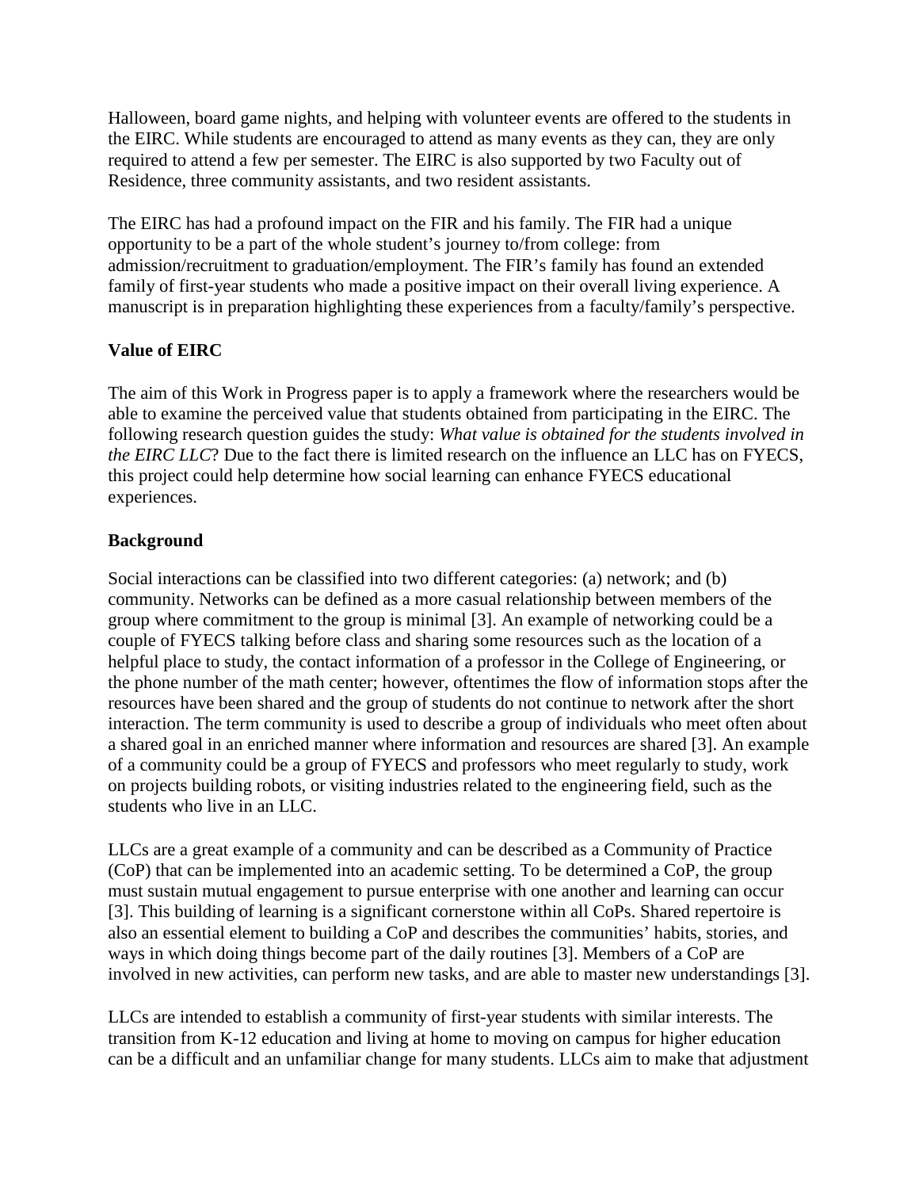Halloween, board game nights, and helping with volunteer events are offered to the students in the EIRC. While students are encouraged to attend as many events as they can, they are only required to attend a few per semester. The EIRC is also supported by two Faculty out of Residence, three community assistants, and two resident assistants.

The EIRC has had a profound impact on the FIR and his family. The FIR had a unique opportunity to be a part of the whole student's journey to/from college: from admission/recruitment to graduation/employment. The FIR's family has found an extended family of first-year students who made a positive impact on their overall living experience. A manuscript is in preparation highlighting these experiences from a faculty/family's perspective.

**Value of EIRC**

The aim of this Work in Progress paper is to apply a framework where the researchers would be able to examine the perceived value that students obtained from participating in the EIRC. The following research question guides the study: *What value is obtained for the students involved in the EIRC LLC*? Due to the fact there is limited research on the influence an LLC has on FYECS, this project could help determine how social learning can enhance FYECS educational experiences.

**Background**

Social interactions can be classified into two different categories: (a) network; and (b) community. Networks can be defined as a more casual relationship between members of the group where commitment to the group is minimal [3]. An example of networking could be a couple of FYECS talking before class and sharing some resources such as the location of a helpful place to study, the contact information of a professor in the College of Engineering, or the phone number of the math center; however, oftentimes the flow of information stops after the resources have been shared and the group of students do not continue to network after the short interaction. The term community is used to describe a group of individuals who meet often about a shared goal in an enriched manner where information and resources are shared [3]. An example of a community could be a group of FYECS and professors who meet regularly to study, work on projects building robots, or visiting industries related to the engineering field, such as the students who live in an LLC.

LLCs are a great example of a community and can be described as a Community of Practice (CoP) that can be implemented into an academic setting. To be determined a CoP, the group must sustain mutual engagement to pursue enterprise with one another and learning can occur [3]. This building of learning is a significant cornerstone within all CoPs. Shared repertoire is also an essential element to building a CoP and describes the communities' habits, stories, and ways in which doing things become part of the daily routines [3]. Members of a CoP are involved in new activities, can perform new tasks, and are able to master new understandings [3].

LLCs are intended to establish a community of first-year students with similar interests. The transition from K-12 education and living at home to moving on campus for higher education can be a difficult and an unfamiliar change for many students. LLCs aim to make that adjustment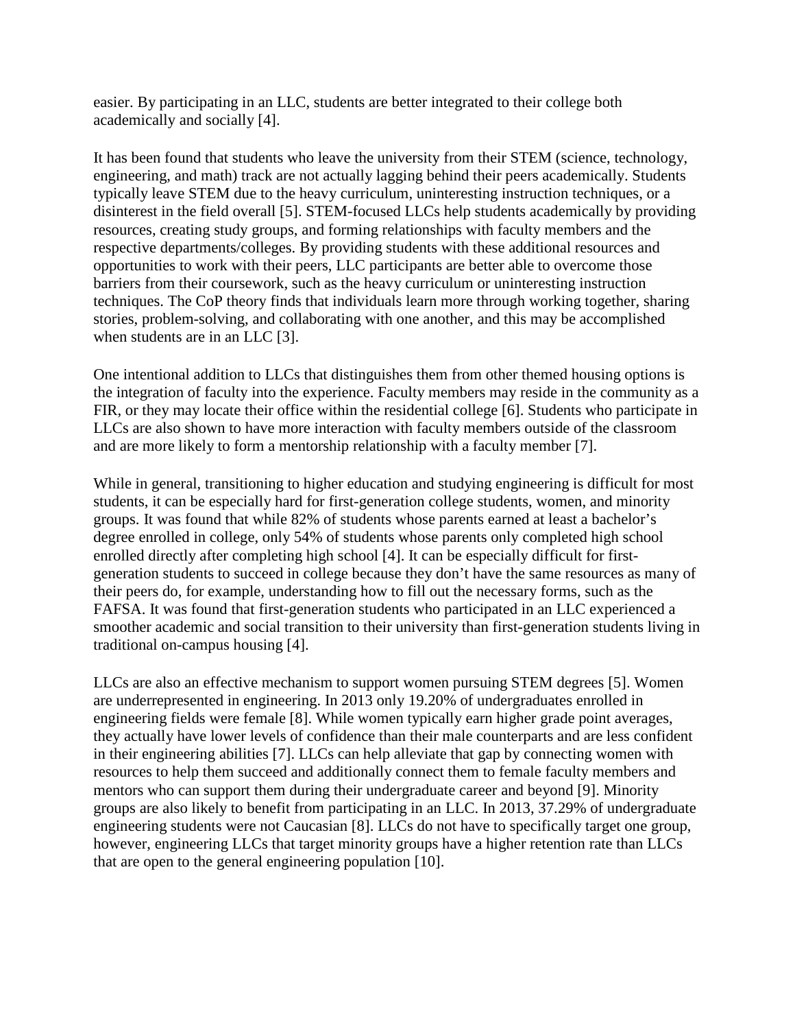easier. By participating in an LLC, students are better integrated to their college both academically and socially [4].

It has been found that students who leave the university from their STEM (science, technology, engineering, and math) track are not actually lagging behind their peers academically. Students typically leave STEM due to the heavy curriculum, uninteresting instruction techniques, or a disinterest in the field overall [5]. STEM-focused LLCs help students academically by providing resources, creating study groups, and forming relationships with faculty members and the respective departments/colleges. By providing students with these additional resources and opportunities to work with their peers, LLC participants are better able to overcome those barriers from their coursework, such as the heavy curriculum or uninteresting instruction techniques. The CoP theory finds that individuals learn more through working together, sharing stories, problem-solving, and collaborating with one another, and this may be accomplished when students are in an LLC [3].

One intentional addition to LLCs that distinguishes them from other themed housing options is the integration of faculty into the experience. Faculty members may reside in the community as a FIR, or they may locate their office within the residential college [6]. Students who participate in LLCs are also shown to have more interaction with faculty members outside of the classroom and are more likely to form a mentorship relationship with a faculty member [7].

While in general, transitioning to higher education and studying engineering is difficult for most students, it can be especially hard for first-generation college students, women, and minority groups. It was found that while 82% of students whose parents earned at least a bachelor's degree enrolled in college, only 54% of students whose parents only completed high school enrolled directly after completing high school [4]. It can be especially difficult for first-generation students to succeed in college because they don't have the same resources as many of their peers do, for example, understanding how to fill out the necessary forms, such as the FAFSA. It was found that first-generation students who participated in an LLC experienced a smoother academic and social transition to their university than first-generation students living in traditional on-campus housing [4].

LLCs are also an effective mechanism to support women pursuing STEM degrees [5]. Women are underrepresented in engineering. In 2013 only 19.20% of undergraduates enrolled in engineering fields were female [8]. While women typically earn higher grade point averages, they actually have lower levels of confidence than their male counterparts and are less confident in their engineering abilities [7]. LLCs can help alleviate that gap by connecting women with resources to help them succeed and additionally connect them to female faculty members and mentors who can support them during their undergraduate career and beyond [9]. Minority groups are also likely to benefit from participating in an LLC. In 2013, 37.29% of undergraduate engineering students were not Caucasian [8]. LLCs do not have to specifically target one group, however, engineering LLCs that target minority groups have a higher retention rate than LLCs that are open to the general engineering population [10].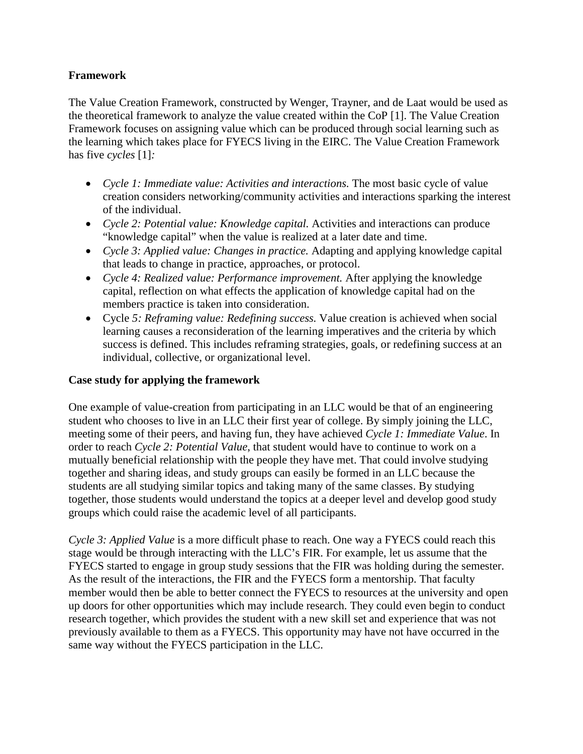**Framework**

The Value Creation Framework, constructed by Wenger, Trayner, and de Laat would be used as the theoretical framework to analyze the value created within the CoP [1]. The Value Creation Framework focuses on assigning value which can be produced through social learning such as the learning which takes place for FYECS living in the EIRC. The Value Creation Framework has five *cycles* [1]*:*

- *Cycle 1: Immediate value: Activities and interactions.* The most basic cycle of value creation considers networking/community activities and interactions sparking the interest of the individual.
- *Cycle 2: Potential value: Knowledge capital.* Activities and interactions can produce "knowledge capital" when the value is realized at a later date and time.
- *Cycle 3: Applied value: Changes in practice.* Adapting and applying knowledge capital that leads to change in practice, approaches, or protocol.
- *Cycle 4: Realized value: Performance improvement.* After applying the knowledge capital, reflection on what effects the application of knowledge capital had on the members practice is taken into consideration.
- Cycle *5: Reframing value: Redefining success.* Value creation is achieved when social learning causes a reconsideration of the learning imperatives and the criteria by which success is defined. This includes reframing strategies, goals, or redefining success at an individual, collective, or organizational level.

**Case study for applying the framework**

One example of value-creation from participating in an LLC would be that of an engineering student who chooses to live in an LLC their first year of college. By simply joining the LLC, meeting some of their peers, and having fun, they have achieved *Cycle 1: Immediate Value*. In order to reach *Cycle 2: Potential Value*, that student would have to continue to work on a mutually beneficial relationship with the people they have met. That could involve studying together and sharing ideas, and study groups can easily be formed in an LLC because the students are all studying similar topics and taking many of the same classes. By studying together, those students would understand the topics at a deeper level and develop good study groups which could raise the academic level of all participants.

*Cycle 3: Applied Value* is a more difficult phase to reach. One way a FYECS could reach this stage would be through interacting with the LLC's FIR. For example, let us assume that the FYECS started to engage in group study sessions that the FIR was holding during the semester. As the result of the interactions, the FIR and the FYECS form a mentorship. That faculty member would then be able to better connect the FYECS to resources at the university and open up doors for other opportunities which may include research. They could even begin to conduct research together, which provides the student with a new skill set and experience that was not previously available to them as a FYECS. This opportunity may have not have occurred in the same way without the FYECS participation in the LLC.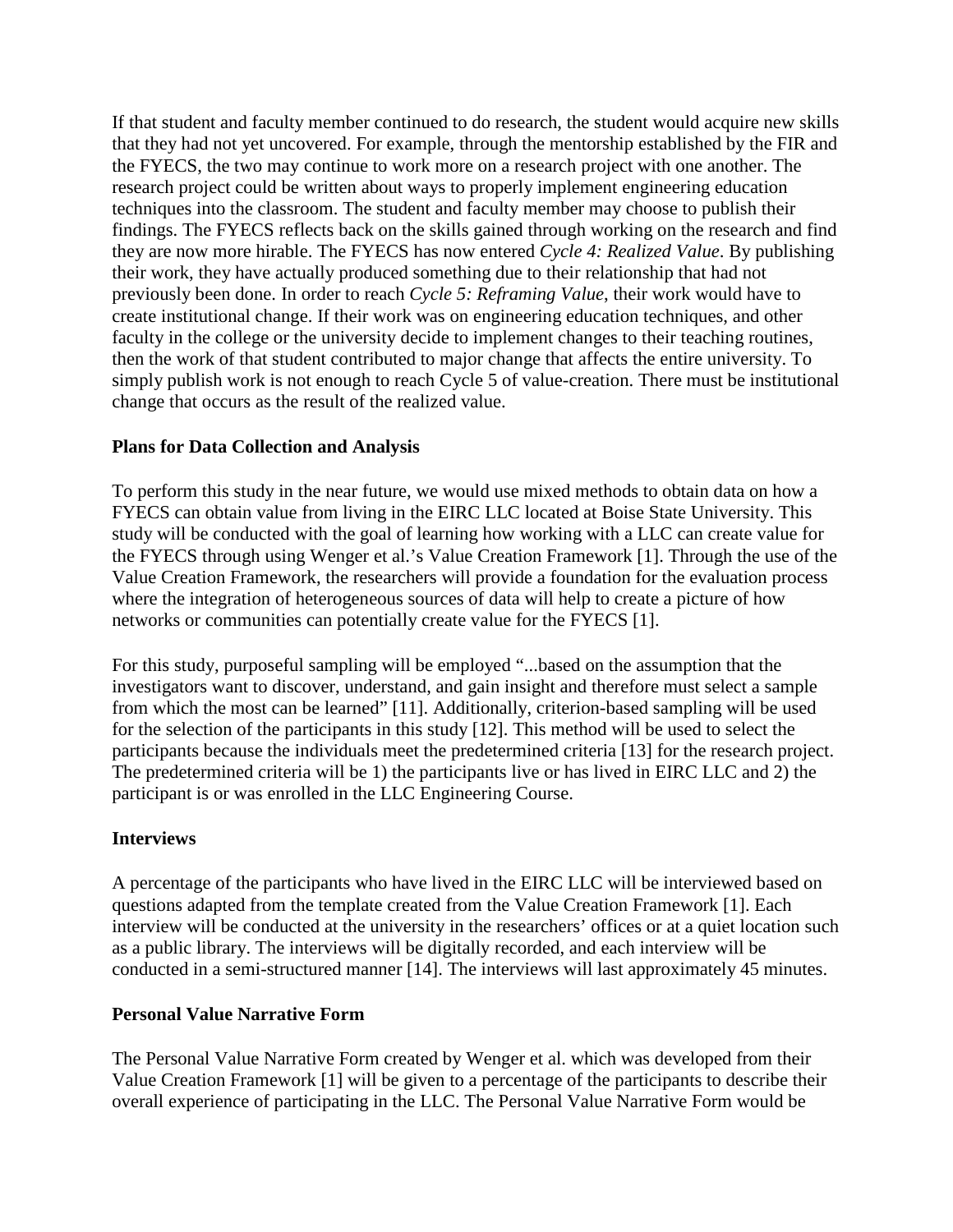If that student and faculty member continued to do research, the student would acquire new skills that they had not yet uncovered. For example, through the mentorship established by the FIR and the FYECS, the two may continue to work more on a research project with one another. The research project could be written about ways to properly implement engineering education techniques into the classroom. The student and faculty member may choose to publish their findings. The FYECS reflects back on the skills gained through working on the research and find they are now more hirable. The FYECS has now entered *Cycle 4: Realized Value*. By publishing their work, they have actually produced something due to their relationship that had not previously been done. In order to reach *Cycle 5: Reframing Value*, their work would have to create institutional change. If their work was on engineering education techniques, and other faculty in the college or the university decide to implement changes to their teaching routines, then the work of that student contributed to major change that affects the entire university. To simply publish work is not enough to reach Cycle 5 of value-creation. There must be institutional change that occurs as the result of the realized value.

**Plans for Data Collection and Analysis**

To perform this study in the near future, we would use mixed methods to obtain data on how a FYECS can obtain value from living in the EIRC LLC located at Boise State University. This study will be conducted with the goal of learning how working with a LLC can create value for the FYECS through using Wenger et al.'s Value Creation Framework [1]. Through the use of the Value Creation Framework, the researchers will provide a foundation for the evaluation process where the integration of heterogeneous sources of data will help to create a picture of how networks or communities can potentially create value for the FYECS [1].

For this study, purposeful sampling will be employed "...based on the assumption that the investigators want to discover, understand, and gain insight and therefore must select a sample from which the most can be learned" [11]. Additionally, criterion-based sampling will be used for the selection of the participants in this study [12]. This method will be used to select the participants because the individuals meet the predetermined criteria [13] for the research project. The predetermined criteria will be 1) the participants live or has lived in EIRC LLC and 2) the participant is or was enrolled in the LLC Engineering Course.

**Interviews**

A percentage of the participants who have lived in the EIRC LLC will be interviewed based on questions adapted from the template created from the Value Creation Framework [1]. Each interview will be conducted at the university in the researchers' offices or at a quiet location such as a public library. The interviews will be digitally recorded, and each interview will be conducted in a semi-structured manner [14]. The interviews will last approximately 45 minutes.

**Personal Value Narrative Form**

The Personal Value Narrative Form created by Wenger et al. which was developed from their Value Creation Framework [1] will be given to a percentage of the participants to describe their overall experience of participating in the LLC. The Personal Value Narrative Form would be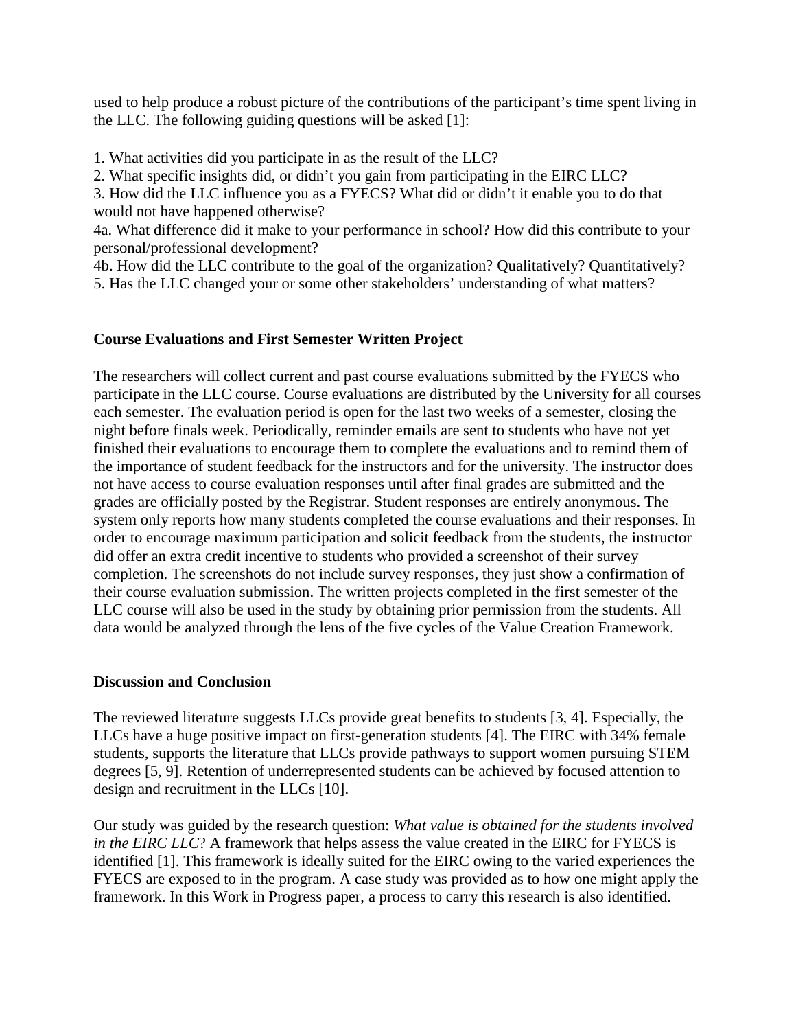used to help produce a robust picture of the contributions of the participant's time spent living in the LLC. The following guiding questions will be asked [1]:

1. What activities did you participate in as the result of the LLC?
2. What specific insights did, or didn't you gain from participating in the EIRC LLC?
3. How did the LLC influence you as a FYECS? What did or didn't it enable you to do that would not have happened otherwise?

4a. What difference did it make to your performance in school? How did this contribute to your personal/professional development?

4b. How did the LLC contribute to the goal of the organization? Qualitatively? Quantitatively?

5. Has the LLC changed your or some other stakeholders' understanding of what matters?

**Course Evaluations and First Semester Written Project**

The researchers will collect current and past course evaluations submitted by the FYECS who participate in the LLC course. Course evaluations are distributed by the University for all courses each semester. The evaluation period is open for the last two weeks of a semester, closing the night before finals week. Periodically, reminder emails are sent to students who have not yet finished their evaluations to encourage them to complete the evaluations and to remind them of the importance of student feedback for the instructors and for the university. The instructor does not have access to course evaluation responses until after final grades are submitted and the grades are officially posted by the Registrar. Student responses are entirely anonymous. The system only reports how many students completed the course evaluations and their responses. In order to encourage maximum participation and solicit feedback from the students, the instructor did offer an extra credit incentive to students who provided a screenshot of their survey completion. The screenshots do not include survey responses, they just show a confirmation of their course evaluation submission. The written projects completed in the first semester of the LLC course will also be used in the study by obtaining prior permission from the students. All data would be analyzed through the lens of the five cycles of the Value Creation Framework.

**Discussion and Conclusion**

The reviewed literature suggests LLCs provide great benefits to students [3, 4]. Especially, the LLCs have a huge positive impact on first-generation students [4]. The EIRC with 34% female students, supports the literature that LLCs provide pathways to support women pursuing STEM degrees [5, 9]. Retention of underrepresented students can be achieved by focused attention to design and recruitment in the LLCs [10].

Our study was guided by the research question: *What value is obtained for the students involved in the EIRC LLC*? A framework that helps assess the value created in the EIRC for FYECS is identified [1]. This framework is ideally suited for the EIRC owing to the varied experiences the FYECS are exposed to in the program. A case study was provided as to how one might apply the framework. In this Work in Progress paper, a process to carry this research is also identified.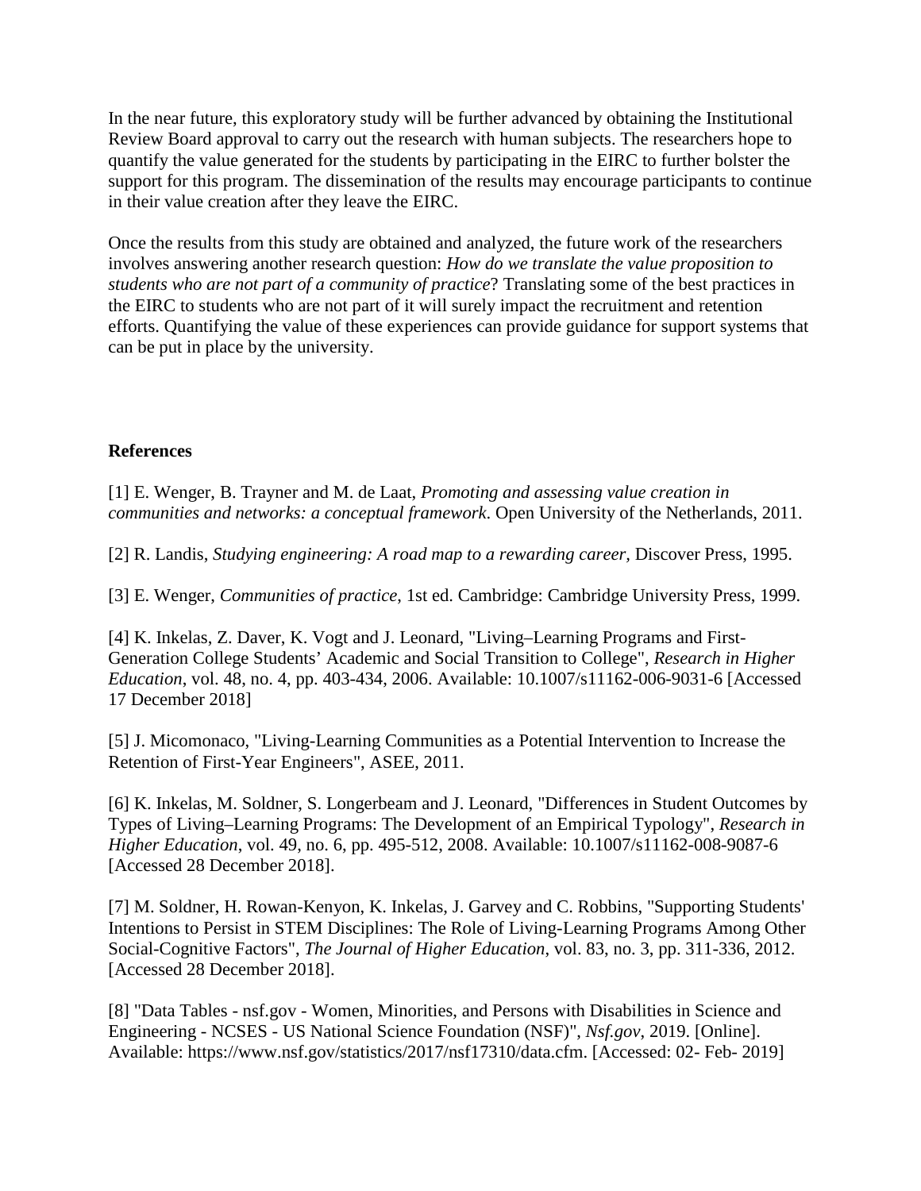In the near future, this exploratory study will be further advanced by obtaining the Institutional Review Board approval to carry out the research with human subjects. The researchers hope to quantify the value generated for the students by participating in the EIRC to further bolster the support for this program. The dissemination of the results may encourage participants to continue in their value creation after they leave the EIRC.

Once the results from this study are obtained and analyzed, the future work of the researchers involves answering another research question: *How do we translate the value proposition to students who are not part of a community of practice*? Translating some of the best practices in the EIRC to students who are not part of it will surely impact the recruitment and retention efforts. Quantifying the value of these experiences can provide guidance for support systems that can be put in place by the university.

**References**

[1] E. Wenger, B. Trayner and M. de Laat, *Promoting and assessing value creation in communities and networks: a conceptual framework*. Open University of the Netherlands, 2011.

[2] R. Landis, *Studying engineering: A road map to a rewarding career,* Discover Press, 1995.

[3] E. Wenger, *Communities of practice*, 1st ed. Cambridge: Cambridge University Press, 1999.

[4] K. Inkelas, Z. Daver, K. Vogt and J. Leonard, "Living–Learning Programs and First-Generation College Students' Academic and Social Transition to College", *Research in Higher Education*, vol. 48, no. 4, pp. 403-434, 2006. Available: 10.1007/s11162-006-9031-6 [Accessed 17 December 2018]

[5] J. Micomonaco, "Living-Learning Communities as a Potential Intervention to Increase the Retention of First-Year Engineers", ASEE, 2011.

[6] K. Inkelas, M. Soldner, S. Longerbeam and J. Leonard, "Differences in Student Outcomes by Types of Living–Learning Programs: The Development of an Empirical Typology", *Research in Higher Education*, vol. 49, no. 6, pp. 495-512, 2008. Available: 10.1007/s11162-008-9087-6 [Accessed 28 December 2018].

[7] M. Soldner, H. Rowan-Kenyon, K. Inkelas, J. Garvey and C. Robbins, "Supporting Students' Intentions to Persist in STEM Disciplines: The Role of Living-Learning Programs Among Other Social-Cognitive Factors", *The Journal of Higher Education*, vol. 83, no. 3, pp. 311-336, 2012. [Accessed 28 December 2018].

[8] "Data Tables - nsf.gov - Women, Minorities, and Persons with Disabilities in Science and Engineering - NCSES - US National Science Foundation (NSF)", *Nsf.gov*, 2019. [Online]. Available: https://www.nsf.gov/statistics/2017/nsf17310/data.cfm. [Accessed: 02- Feb- 2019]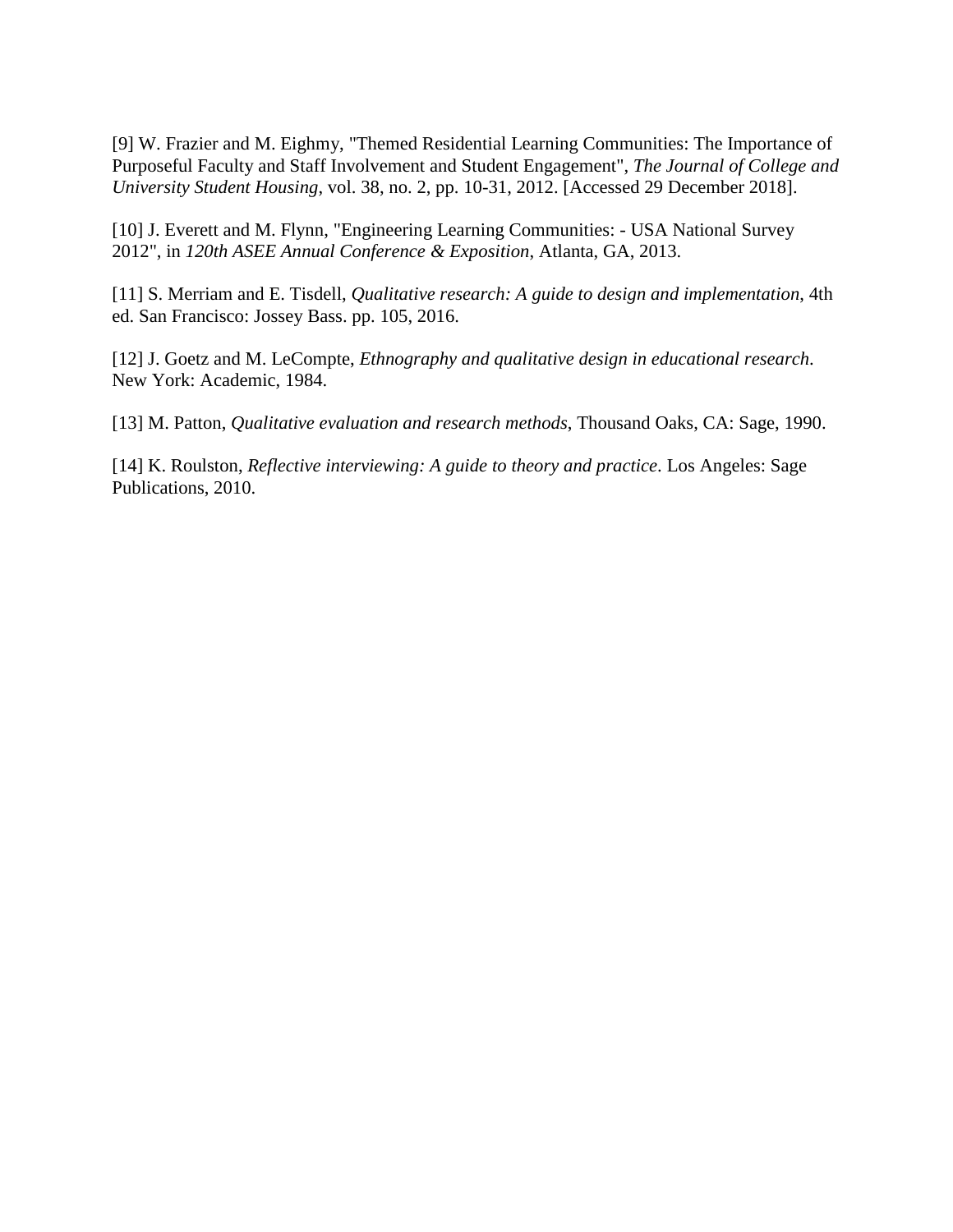[9] W. Frazier and M. Eighmy, "Themed Residential Learning Communities: The Importance of Purposeful Faculty and Staff Involvement and Student Engagement", *The Journal of College and University Student Housing*, vol. 38, no. 2, pp. 10-31, 2012. [Accessed 29 December 2018].

[10] J. Everett and M. Flynn, "Engineering Learning Communities: - USA National Survey 2012", in *120th ASEE Annual Conference & Exposition*, Atlanta, GA, 2013.

[11] S. Merriam and E. Tisdell, *Qualitative research: A guide to design and implementation*, 4th ed. San Francisco: Jossey Bass. pp. 105, 2016.

[12] J. Goetz and M. LeCompte, *Ethnography and qualitative design in educational research*. New York: Academic, 1984.

[13] M. Patton, *Qualitative evaluation and research methods*, Thousand Oaks, CA: Sage, 1990.

[14] K. Roulston, *Reflective interviewing: A guide to theory and practice*. Los Angeles: Sage Publications, 2010.